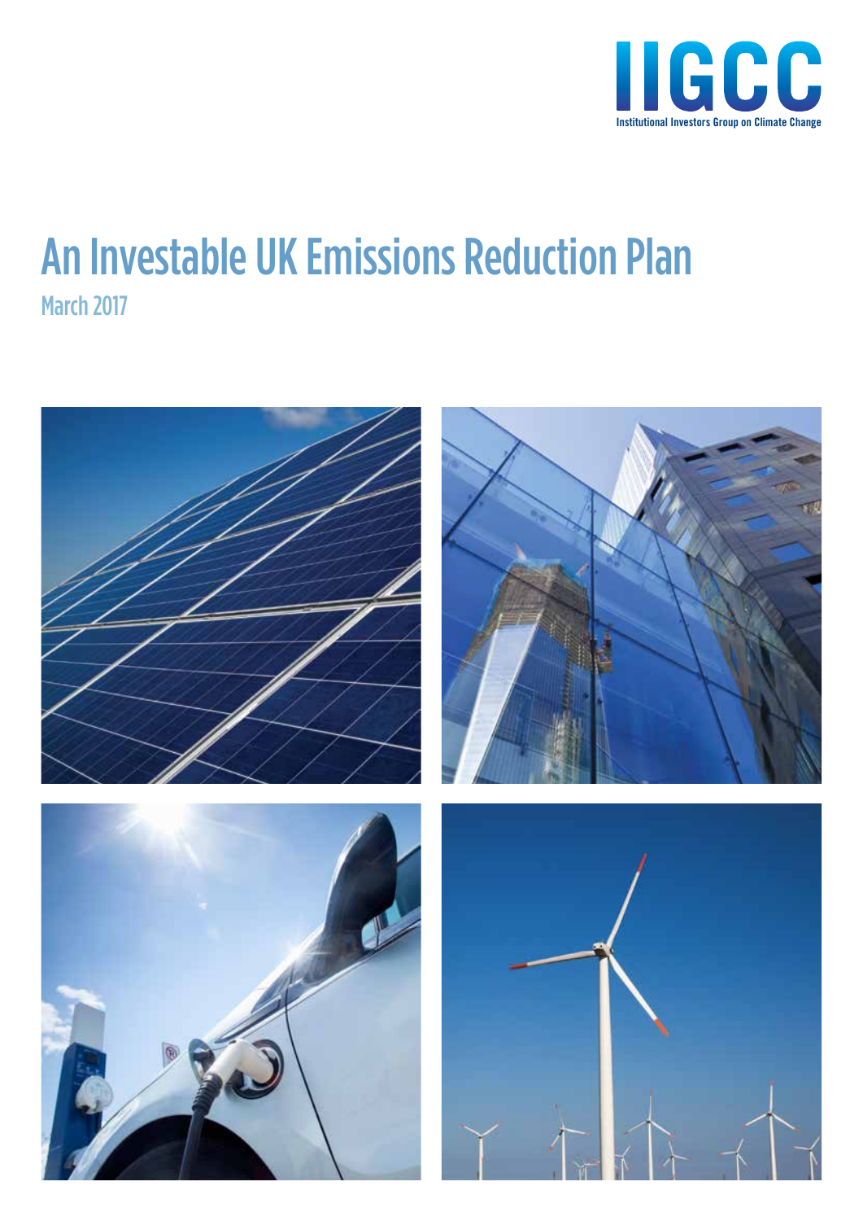IIGCC

Institutional Investors Group on Climate Change

# An Investable UK Emissions Reduction Plan

## March 2017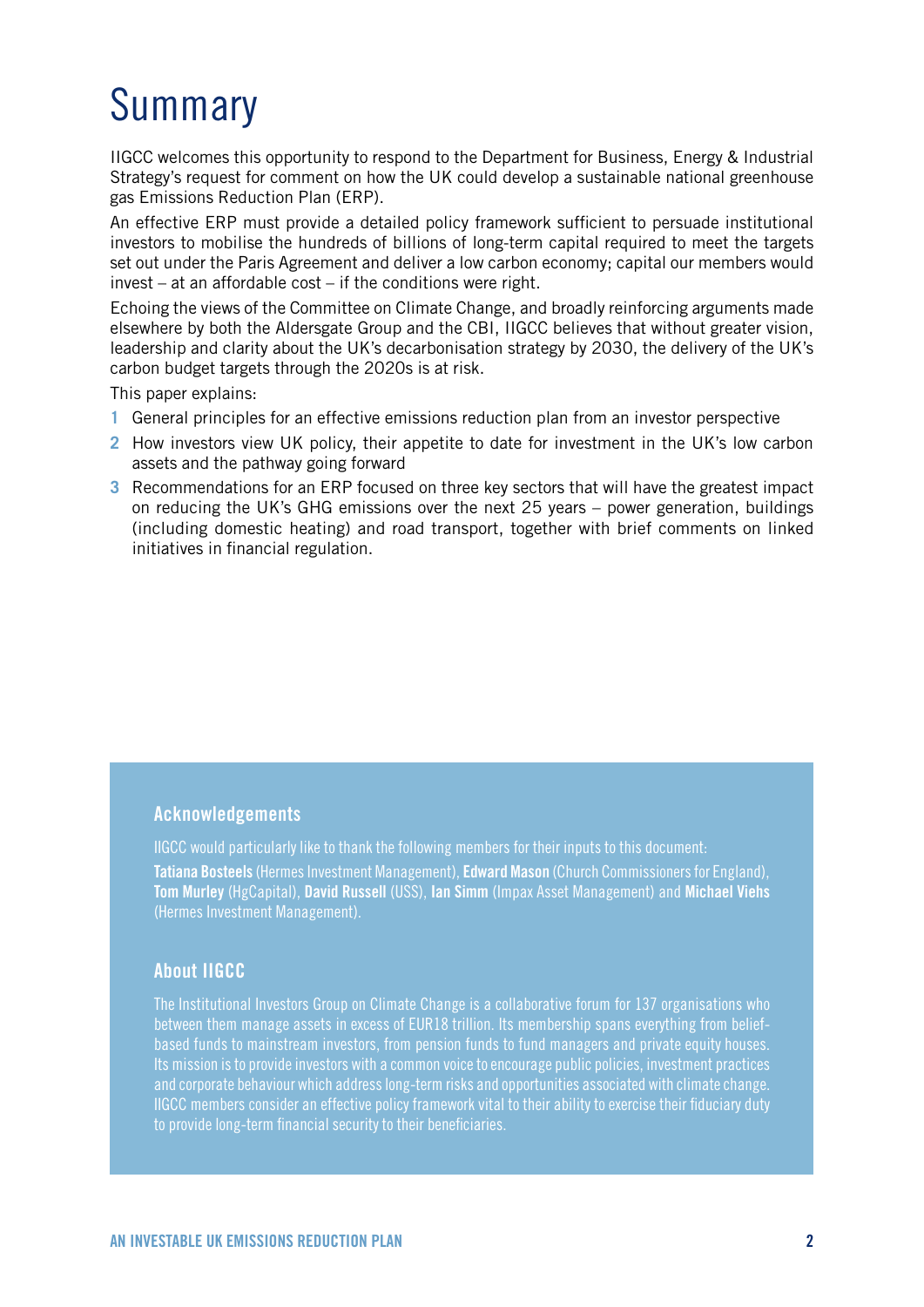# Summary

IIGCC welcomes this opportunity to respond to the Department for Business, Energy & Industrial Strategy's request for comment on how the UK could develop a sustainable national greenhouse gas Emissions Reduction Plan (ERP).

An effective ERP must provide a detailed policy framework sufficient to persuade institutional investors to mobilise the hundreds of billions of long-term capital required to meet the targets set out under the Paris Agreement and deliver a low carbon economy; capital our members would invest – at an affordable cost – if the conditions were right.

Echoing the views of the Committee on Climate Change, and broadly reinforcing arguments made elsewhere by both the Aldersgate Group and the CBI, IIGCC believes that without greater vision, leadership and clarity about the UK's decarbonisation strategy by 2030, the delivery of the UK's carbon budget targets through the 2020s is at risk.

This paper explains:

1. General principles for an effective emissions reduction plan from an investor perspective
2. How investors view UK policy, their appetite to date for investment in the UK's low carbon assets and the pathway going forward
3. Recommendations for an ERP focused on three key sectors that will have the greatest impact on reducing the UK's GHG emissions over the next 25 years – power generation, buildings (including domestic heating) and road transport, together with brief comments on linked initiatives in financial regulation.

## Acknowledgements

IIGCC would particularly like to thank the following members for their inputs to this document:

**Tatiana Bosteels** (Hermes Investment Management), **Edward Mason** (Church Commissioners for England), **Tom Murley** (HgCapital), **David Russell** (USS), **Ian Simm** (Impax Asset Management) and **Michael Viehs** (Hermes Investment Management).

## About IIGCC

The Institutional Investors Group on Climate Change is a collaborative forum for 137 organisations who between them manage assets in excess of EUR18 trillion. Its membership spans everything from belief-based funds to mainstream investors, from pension funds to fund managers and private equity houses. Its mission is to provide investors with a common voice to encourage public policies, investment practices and corporate behaviour which address long-term risks and opportunities associated with climate change. IIGCC members consider an effective policy framework vital to their ability to exercise their fiduciary duty to provide long-term financial security to their beneficiaries.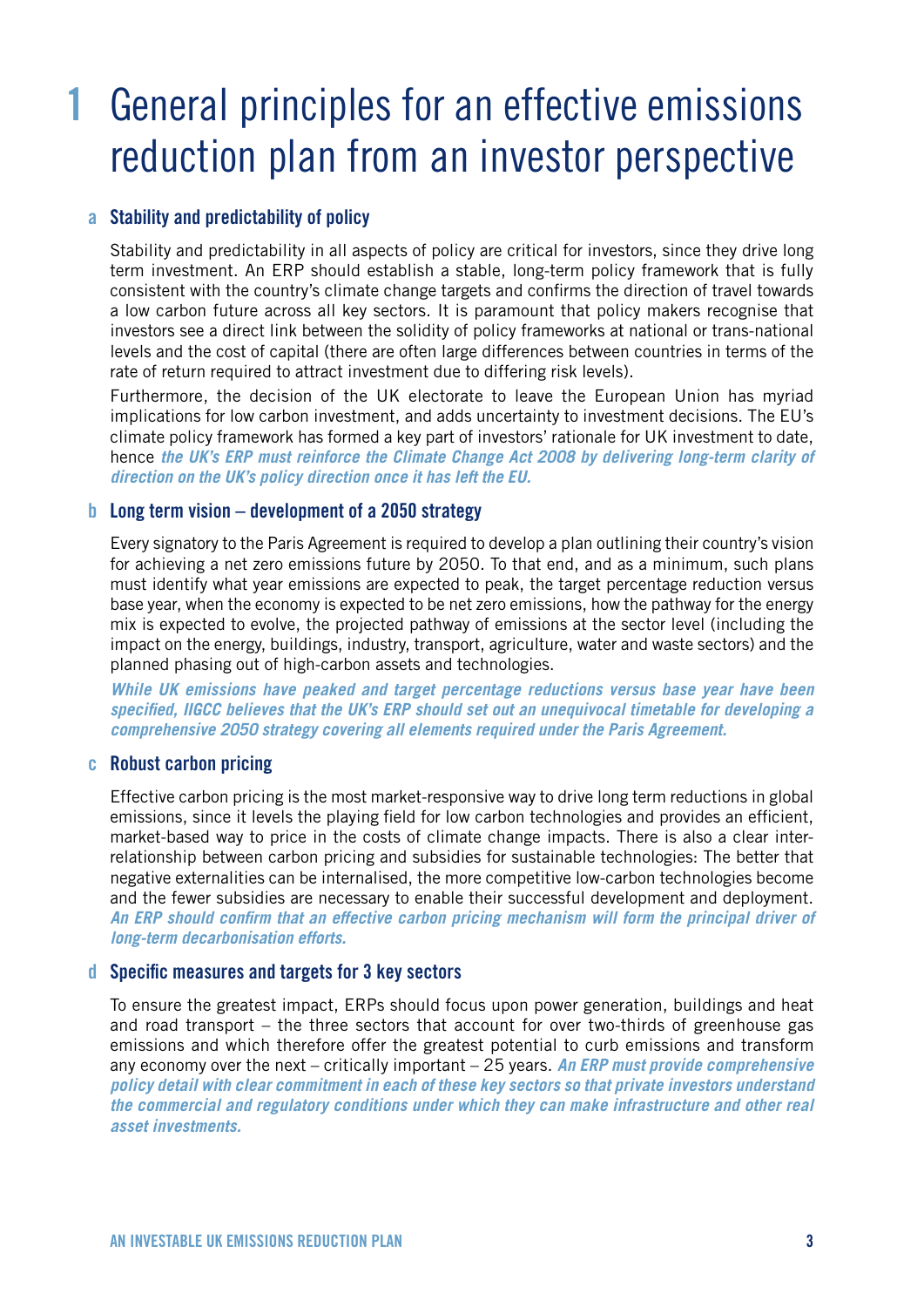# 1 General principles for an effective emissions reduction plan from an investor perspective

## a Stability and predictability of policy

Stability and predictability in all aspects of policy are critical for investors, since they drive long term investment. An ERP should establish a stable, long-term policy framework that is fully consistent with the country's climate change targets and confirms the direction of travel towards a low carbon future across all key sectors. It is paramount that policy makers recognise that investors see a direct link between the solidity of policy frameworks at national or trans-national levels and the cost of capital (there are often large differences between countries in terms of the rate of return required to attract investment due to differing risk levels).

Furthermore, the decision of the UK electorate to leave the European Union has myriad implications for low carbon investment, and adds uncertainty to investment decisions. The EU's climate policy framework has formed a key part of investors' rationale for UK investment to date, hence ***the UK's ERP must reinforce the Climate Change Act 2008 by delivering long-term clarity of direction on the UK's policy direction once it has left the EU.***

## b Long term vision – development of a 2050 strategy

Every signatory to the Paris Agreement is required to develop a plan outlining their country's vision for achieving a net zero emissions future by 2050. To that end, and as a minimum, such plans must identify what year emissions are expected to peak, the target percentage reduction versus base year, when the economy is expected to be net zero emissions, how the pathway for the energy mix is expected to evolve, the projected pathway of emissions at the sector level (including the impact on the energy, buildings, industry, transport, agriculture, water and waste sectors) and the planned phasing out of high-carbon assets and technologies.

***While UK emissions have peaked and target percentage reductions versus base year have been specified, IIGCC believes that the UK's ERP should set out an unequivocal timetable for developing a comprehensive 2050 strategy covering all elements required under the Paris Agreement.***

## c Robust carbon pricing

Effective carbon pricing is the most market-responsive way to drive long term reductions in global emissions, since it levels the playing field for low carbon technologies and provides an efficient, market-based way to price in the costs of climate change impacts. There is also a clear inter-relationship between carbon pricing and subsidies for sustainable technologies: The better that negative externalities can be internalised, the more competitive low-carbon technologies become and the fewer subsidies are necessary to enable their successful development and deployment. ***An ERP should confirm that an effective carbon pricing mechanism will form the principal driver of long-term decarbonisation efforts.***

## d Specific measures and targets for 3 key sectors

To ensure the greatest impact, ERPs should focus upon power generation, buildings and heat and road transport – the three sectors that account for over two-thirds of greenhouse gas emissions and which therefore offer the greatest potential to curb emissions and transform any economy over the next – critically important – 25 years. ***An ERP must provide comprehensive policy detail with clear commitment in each of these key sectors so that private investors understand the commercial and regulatory conditions under which they can make infrastructure and other real asset investments.***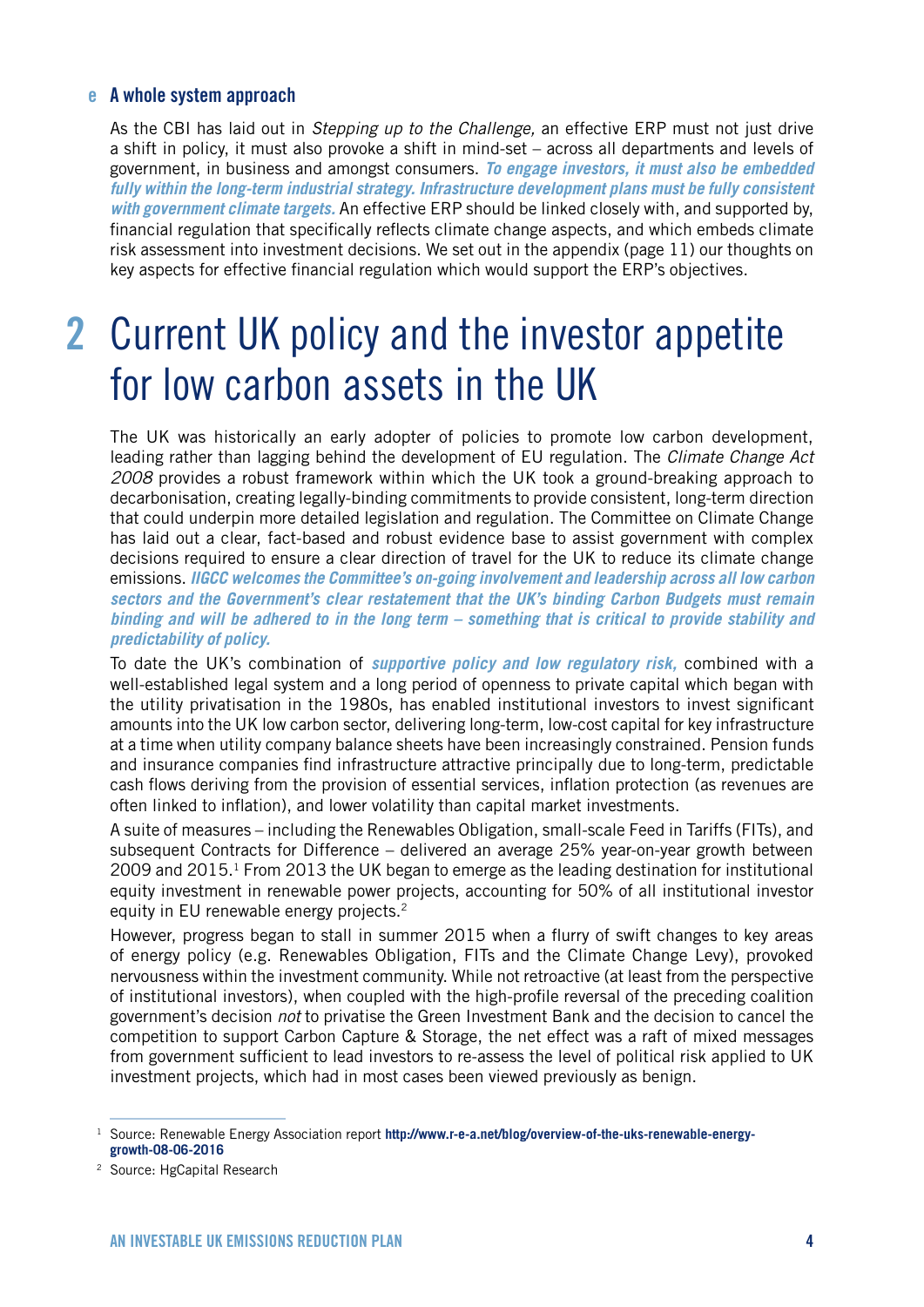### e A whole system approach

As the CBI has laid out in *Stepping up to the Challenge,* an effective ERP must not just drive a shift in policy, it must also provoke a shift in mind-set – across all departments and levels of government, in business and amongst consumers. ***To engage investors, it must also be embedded fully within the long-term industrial strategy. Infrastructure development plans must be fully consistent with government climate targets.*** An effective ERP should be linked closely with, and supported by, financial regulation that specifically reflects climate change aspects, and which embeds climate risk assessment into investment decisions. We set out in the appendix (page 11) our thoughts on key aspects for effective financial regulation which would support the ERP's objectives.

# 2 Current UK policy and the investor appetite for low carbon assets in the UK

The UK was historically an early adopter of policies to promote low carbon development, leading rather than lagging behind the development of EU regulation. The *Climate Change Act 2008* provides a robust framework within which the UK took a ground-breaking approach to decarbonisation, creating legally-binding commitments to provide consistent, long-term direction that could underpin more detailed legislation and regulation. The Committee on Climate Change has laid out a clear, fact-based and robust evidence base to assist government with complex decisions required to ensure a clear direction of travel for the UK to reduce its climate change emissions. ***IIGCC welcomes the Committee's on-going involvement and leadership across all low carbon sectors and the Government's clear restatement that the UK's binding Carbon Budgets must remain binding and will be adhered to in the long term – something that is critical to provide stability and predictability of policy.***

To date the UK's combination of ***supportive policy and low regulatory risk,*** combined with a well-established legal system and a long period of openness to private capital which began with the utility privatisation in the 1980s, has enabled institutional investors to invest significant amounts into the UK low carbon sector, delivering long-term, low-cost capital for key infrastructure at a time when utility company balance sheets have been increasingly constrained. Pension funds and insurance companies find infrastructure attractive principally due to long-term, predictable cash flows deriving from the provision of essential services, inflation protection (as revenues are often linked to inflation), and lower volatility than capital market investments.

A suite of measures – including the Renewables Obligation, small-scale Feed in Tariffs (FITs), and subsequent Contracts for Difference – delivered an average 25% year-on-year growth between 2009 and 2015.[1] From 2013 the UK began to emerge as the leading destination for institutional equity investment in renewable power projects, accounting for 50% of all institutional investor equity in EU renewable energy projects.[2]

However, progress began to stall in summer 2015 when a flurry of swift changes to key areas of energy policy (e.g. Renewables Obligation, FITs and the Climate Change Levy), provoked nervousness within the investment community. While not retroactive (at least from the perspective of institutional investors), when coupled with the high-profile reversal of the preceding coalition government's decision *not* to privatise the Green Investment Bank and the decision to cancel the competition to support Carbon Capture & Storage, the net effect was a raft of mixed messages from government sufficient to lead investors to re-assess the level of political risk applied to UK investment projects, which had in most cases been viewed previously as benign.

---

[1] Source: Renewable Energy Association report **http://www.r-e-a.net/blog/overview-of-the-uks-renewable-energy-growth-08-06-2016**

[2] Source: HgCapital Research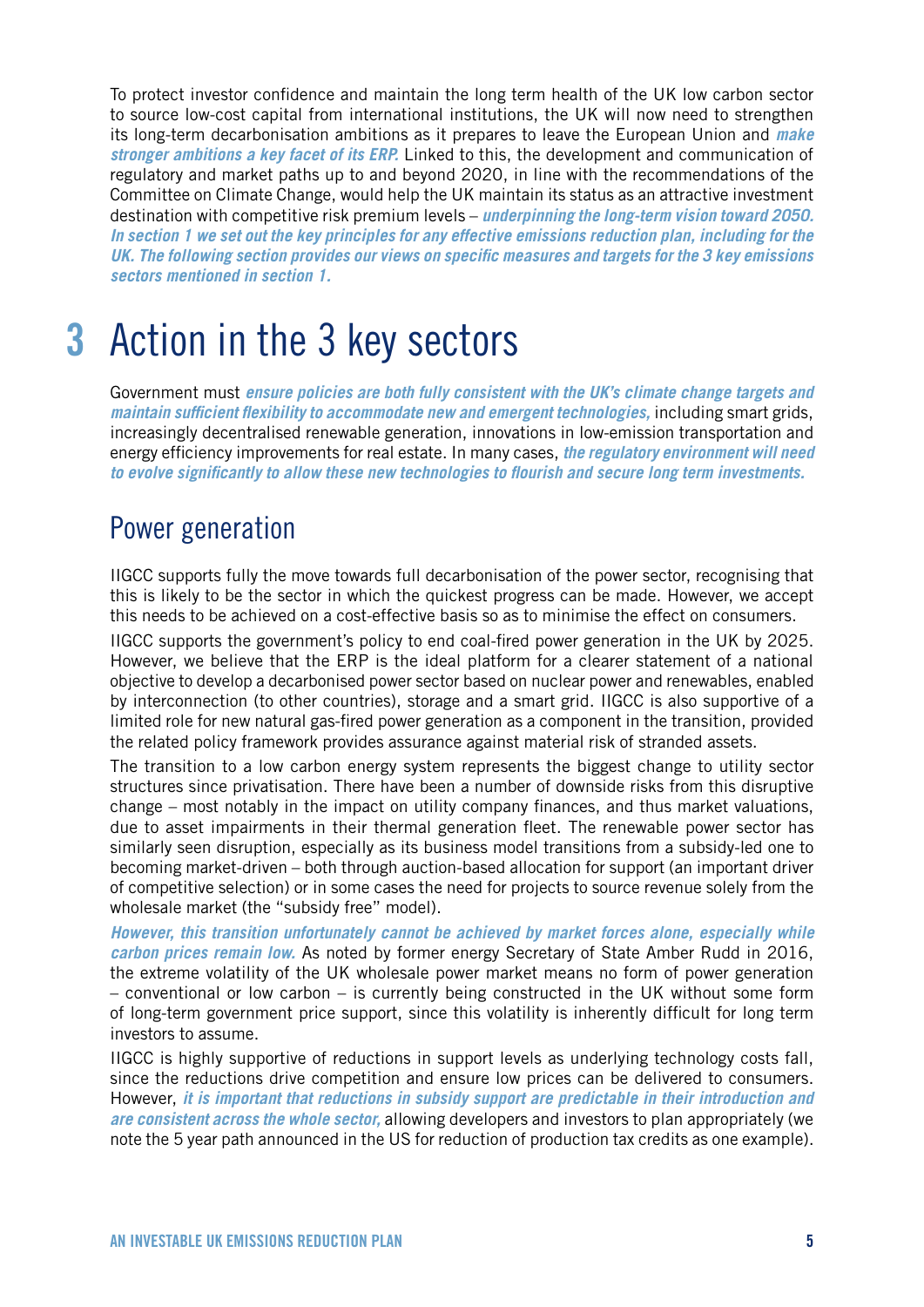To protect investor confidence and maintain the long term health of the UK low carbon sector to source low-cost capital from international institutions, the UK will now need to strengthen its long-term decarbonisation ambitions as it prepares to leave the European Union and ***make stronger ambitions a key facet of its ERP.*** Linked to this, the development and communication of regulatory and market paths up to and beyond 2020, in line with the recommendations of the Committee on Climate Change, would help the UK maintain its status as an attractive investment destination with competitive risk premium levels – ***underpinning the long-term vision toward 2050. In section 1 we set out the key principles for any effective emissions reduction plan, including for the UK. The following section provides our views on specific measures and targets for the 3 key emissions sectors mentioned in section 1.***

# 3 Action in the 3 key sectors

Government must ***ensure policies are both fully consistent with the UK's climate change targets and maintain sufficient flexibility to accommodate new and emergent technologies,*** including smart grids, increasingly decentralised renewable generation, innovations in low-emission transportation and energy efficiency improvements for real estate. In many cases, ***the regulatory environment will need to evolve significantly to allow these new technologies to flourish and secure long term investments.***

## Power generation

IIGCC supports fully the move towards full decarbonisation of the power sector, recognising that this is likely to be the sector in which the quickest progress can be made. However, we accept this needs to be achieved on a cost-effective basis so as to minimise the effect on consumers.

IIGCC supports the government's policy to end coal-fired power generation in the UK by 2025. However, we believe that the ERP is the ideal platform for a clearer statement of a national objective to develop a decarbonised power sector based on nuclear power and renewables, enabled by interconnection (to other countries), storage and a smart grid. IIGCC is also supportive of a limited role for new natural gas-fired power generation as a component in the transition, provided the related policy framework provides assurance against material risk of stranded assets.

The transition to a low carbon energy system represents the biggest change to utility sector structures since privatisation. There have been a number of downside risks from this disruptive change – most notably in the impact on utility company finances, and thus market valuations, due to asset impairments in their thermal generation fleet. The renewable power sector has similarly seen disruption, especially as its business model transitions from a subsidy-led one to becoming market-driven – both through auction-based allocation for support (an important driver of competitive selection) or in some cases the need for projects to source revenue solely from the wholesale market (the "subsidy free" model).

***However, this transition unfortunately cannot be achieved by market forces alone, especially while carbon prices remain low.*** As noted by former energy Secretary of State Amber Rudd in 2016, the extreme volatility of the UK wholesale power market means no form of power generation – conventional or low carbon – is currently being constructed in the UK without some form of long-term government price support, since this volatility is inherently difficult for long term investors to assume.

IIGCC is highly supportive of reductions in support levels as underlying technology costs fall, since the reductions drive competition and ensure low prices can be delivered to consumers. However, ***it is important that reductions in subsidy support are predictable in their introduction and are consistent across the whole sector,*** allowing developers and investors to plan appropriately (we note the 5 year path announced in the US for reduction of production tax credits as one example).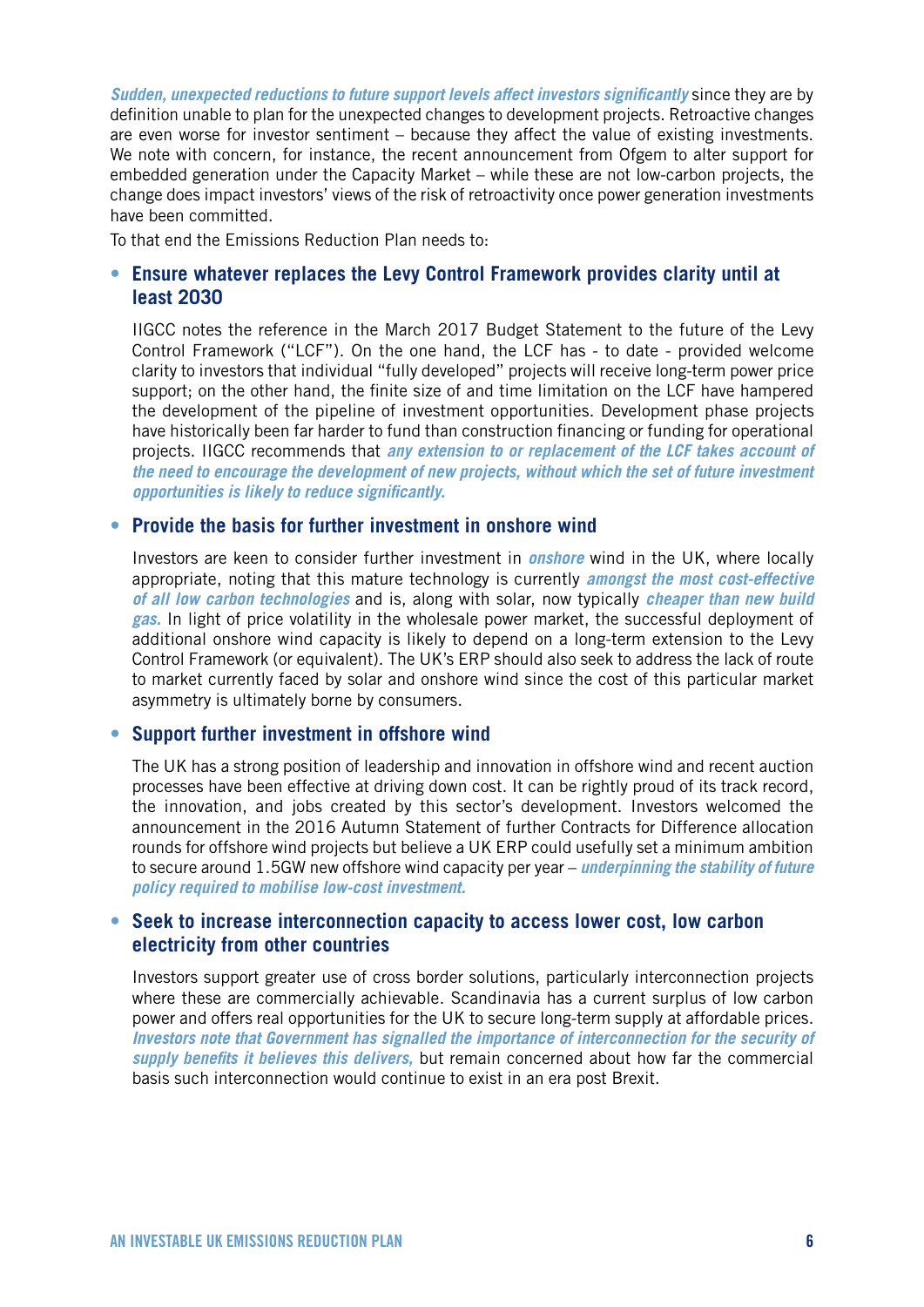***Sudden, unexpected reductions to future support levels affect investors significantly*** since they are by definition unable to plan for the unexpected changes to development projects. Retroactive changes are even worse for investor sentiment – because they affect the value of existing investments. We note with concern, for instance, the recent announcement from Ofgem to alter support for embedded generation under the Capacity Market – while these are not low-carbon projects, the change does impact investors' views of the risk of retroactivity once power generation investments have been committed.

To that end the Emissions Reduction Plan needs to:

- **Ensure whatever replaces the Levy Control Framework provides clarity until at least 2030**

  IIGCC notes the reference in the March 2017 Budget Statement to the future of the Levy Control Framework ("LCF"). On the one hand, the LCF has - to date - provided welcome clarity to investors that individual "fully developed" projects will receive long-term power price support; on the other hand, the finite size of and time limitation on the LCF have hampered the development of the pipeline of investment opportunities. Development phase projects have historically been far harder to fund than construction financing or funding for operational projects. IIGCC recommends that ***any extension to or replacement of the LCF takes account of the need to encourage the development of new projects, without which the set of future investment opportunities is likely to reduce significantly.***

- **Provide the basis for further investment in onshore wind**

  Investors are keen to consider further investment in ***onshore*** wind in the UK, where locally appropriate, noting that this mature technology is currently ***amongst the most cost-effective of all low carbon technologies*** and is, along with solar, now typically ***cheaper than new build gas.*** In light of price volatility in the wholesale power market, the successful deployment of additional onshore wind capacity is likely to depend on a long-term extension to the Levy Control Framework (or equivalent). The UK's ERP should also seek to address the lack of route to market currently faced by solar and onshore wind since the cost of this particular market asymmetry is ultimately borne by consumers.

- **Support further investment in offshore wind**

  The UK has a strong position of leadership and innovation in offshore wind and recent auction processes have been effective at driving down cost. It can be rightly proud of its track record, the innovation, and jobs created by this sector's development. Investors welcomed the announcement in the 2016 Autumn Statement of further Contracts for Difference allocation rounds for offshore wind projects but believe a UK ERP could usefully set a minimum ambition to secure around 1.5GW new offshore wind capacity per year – ***underpinning the stability of future policy required to mobilise low-cost investment.***

- **Seek to increase interconnection capacity to access lower cost, low carbon electricity from other countries**

  Investors support greater use of cross border solutions, particularly interconnection projects where these are commercially achievable. Scandinavia has a current surplus of low carbon power and offers real opportunities for the UK to secure long-term supply at affordable prices. ***Investors note that Government has signalled the importance of interconnection for the security of supply benefits it believes this delivers,*** but remain concerned about how far the commercial basis such interconnection would continue to exist in an era post Brexit.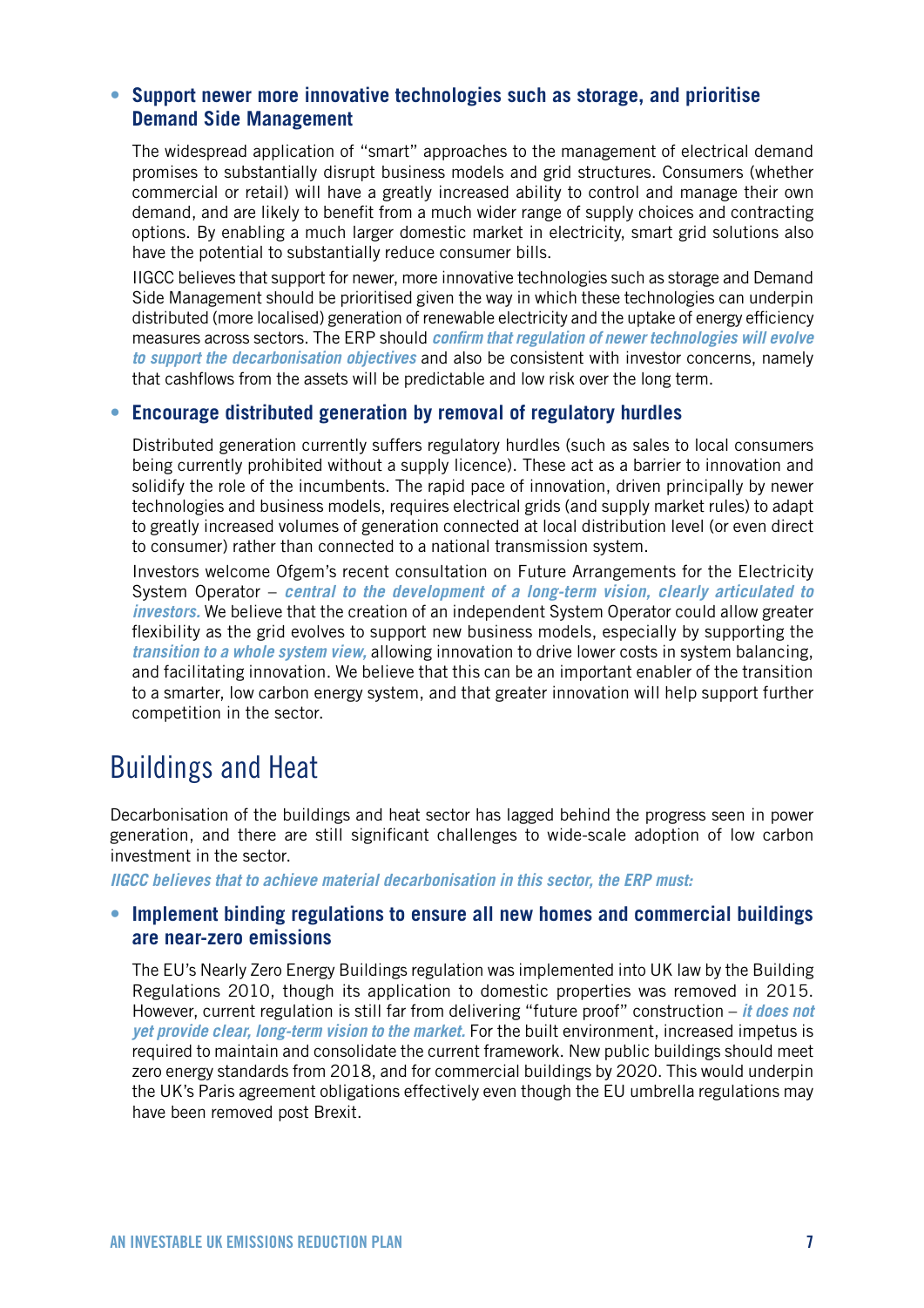- **Support newer more innovative technologies such as storage, and prioritise Demand Side Management**

  The widespread application of "smart" approaches to the management of electrical demand promises to substantially disrupt business models and grid structures. Consumers (whether commercial or retail) will have a greatly increased ability to control and manage their own demand, and are likely to benefit from a much wider range of supply choices and contracting options. By enabling a much larger domestic market in electricity, smart grid solutions also have the potential to substantially reduce consumer bills.

  IIGCC believes that support for newer, more innovative technologies such as storage and Demand Side Management should be prioritised given the way in which these technologies can underpin distributed (more localised) generation of renewable electricity and the uptake of energy efficiency measures across sectors. The ERP should ***confirm that regulation of newer technologies will evolve to support the decarbonisation objectives*** and also be consistent with investor concerns, namely that cashflows from the assets will be predictable and low risk over the long term.

- **Encourage distributed generation by removal of regulatory hurdles**

  Distributed generation currently suffers regulatory hurdles (such as sales to local consumers being currently prohibited without a supply licence). These act as a barrier to innovation and solidify the role of the incumbents. The rapid pace of innovation, driven principally by newer technologies and business models, requires electrical grids (and supply market rules) to adapt to greatly increased volumes of generation connected at local distribution level (or even direct to consumer) rather than connected to a national transmission system.

  Investors welcome Ofgem's recent consultation on Future Arrangements for the Electricity System Operator – ***central to the development of a long-term vision, clearly articulated to investors.*** We believe that the creation of an independent System Operator could allow greater flexibility as the grid evolves to support new business models, especially by supporting the ***transition to a whole system view,*** allowing innovation to drive lower costs in system balancing, and facilitating innovation. We believe that this can be an important enabler of the transition to a smarter, low carbon energy system, and that greater innovation will help support further competition in the sector.

# Buildings and Heat

Decarbonisation of the buildings and heat sector has lagged behind the progress seen in power generation, and there are still significant challenges to wide-scale adoption of low carbon investment in the sector.

***IIGCC believes that to achieve material decarbonisation in this sector, the ERP must:***

- **Implement binding regulations to ensure all new homes and commercial buildings are near-zero emissions**

  The EU's Nearly Zero Energy Buildings regulation was implemented into UK law by the Building Regulations 2010, though its application to domestic properties was removed in 2015. However, current regulation is still far from delivering "future proof" construction – ***it does not yet provide clear, long-term vision to the market.*** For the built environment, increased impetus is required to maintain and consolidate the current framework. New public buildings should meet zero energy standards from 2018, and for commercial buildings by 2020. This would underpin the UK's Paris agreement obligations effectively even though the EU umbrella regulations may have been removed post Brexit.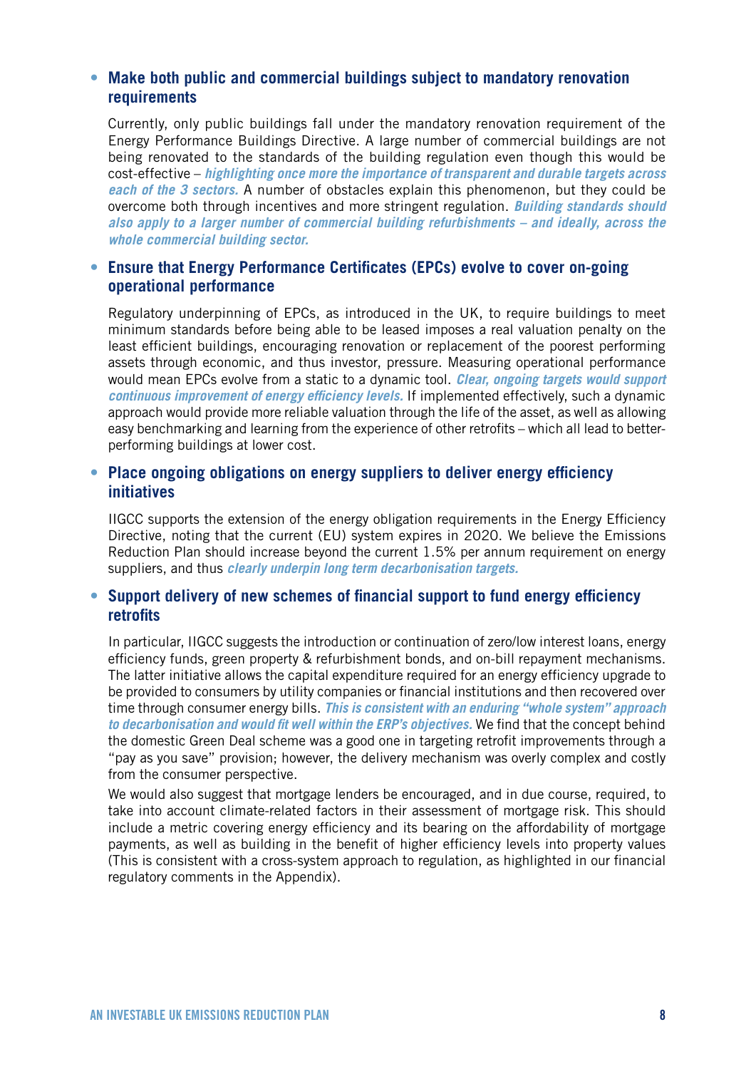- **Make both public and commercial buildings subject to mandatory renovation requirements**

  Currently, only public buildings fall under the mandatory renovation requirement of the Energy Performance Buildings Directive. A large number of commercial buildings are not being renovated to the standards of the building regulation even though this would be cost-effective – ***highlighting once more the importance of transparent and durable targets across each of the 3 sectors.*** A number of obstacles explain this phenomenon, but they could be overcome both through incentives and more stringent regulation. ***Building standards should also apply to a larger number of commercial building refurbishments – and ideally, across the whole commercial building sector.***

- **Ensure that Energy Performance Certificates (EPCs) evolve to cover on-going operational performance**

  Regulatory underpinning of EPCs, as introduced in the UK, to require buildings to meet minimum standards before being able to be leased imposes a real valuation penalty on the least efficient buildings, encouraging renovation or replacement of the poorest performing assets through economic, and thus investor, pressure. Measuring operational performance would mean EPCs evolve from a static to a dynamic tool. ***Clear, ongoing targets would support continuous improvement of energy efficiency levels.*** If implemented effectively, such a dynamic approach would provide more reliable valuation through the life of the asset, as well as allowing easy benchmarking and learning from the experience of other retrofits – which all lead to better-performing buildings at lower cost.

- **Place ongoing obligations on energy suppliers to deliver energy efficiency initiatives**

  IIGCC supports the extension of the energy obligation requirements in the Energy Efficiency Directive, noting that the current (EU) system expires in 2020. We believe the Emissions Reduction Plan should increase beyond the current 1.5% per annum requirement on energy suppliers, and thus ***clearly underpin long term decarbonisation targets.***

- **Support delivery of new schemes of financial support to fund energy efficiency retrofits**

  In particular, IIGCC suggests the introduction or continuation of zero/low interest loans, energy efficiency funds, green property & refurbishment bonds, and on-bill repayment mechanisms. The latter initiative allows the capital expenditure required for an energy efficiency upgrade to be provided to consumers by utility companies or financial institutions and then recovered over time through consumer energy bills. ***This is consistent with an enduring "whole system" approach to decarbonisation and would fit well within the ERP's objectives.*** We find that the concept behind the domestic Green Deal scheme was a good one in targeting retrofit improvements through a "pay as you save" provision; however, the delivery mechanism was overly complex and costly from the consumer perspective.

  We would also suggest that mortgage lenders be encouraged, and in due course, required, to take into account climate-related factors in their assessment of mortgage risk. This should include a metric covering energy efficiency and its bearing on the affordability of mortgage payments, as well as building in the benefit of higher efficiency levels into property values (This is consistent with a cross-system approach to regulation, as highlighted in our financial regulatory comments in the Appendix).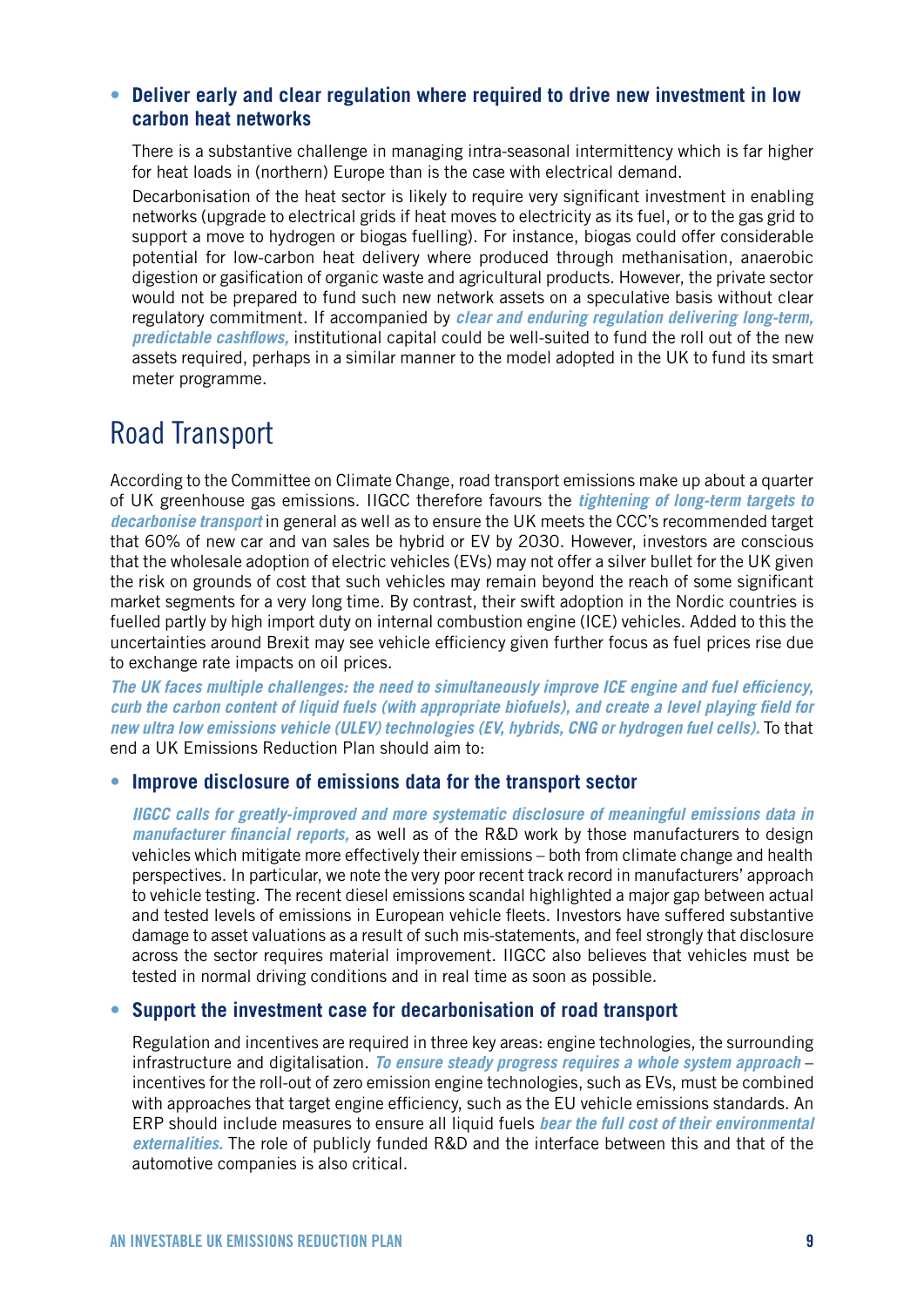- **Deliver early and clear regulation where required to drive new investment in low carbon heat networks**

  There is a substantive challenge in managing intra-seasonal intermittency which is far higher for heat loads in (northern) Europe than is the case with electrical demand.

  Decarbonisation of the heat sector is likely to require very significant investment in enabling networks (upgrade to electrical grids if heat moves to electricity as its fuel, or to the gas grid to support a move to hydrogen or biogas fuelling). For instance, biogas could offer considerable potential for low-carbon heat delivery where produced through methanisation, anaerobic digestion or gasification of organic waste and agricultural products. However, the private sector would not be prepared to fund such new network assets on a speculative basis without clear regulatory commitment. If accompanied by ***clear and enduring regulation delivering long-term, predictable cashflows,*** institutional capital could be well-suited to fund the roll out of the new assets required, perhaps in a similar manner to the model adopted in the UK to fund its smart meter programme.

# Road Transport

According to the Committee on Climate Change, road transport emissions make up about a quarter of UK greenhouse gas emissions. IIGCC therefore favours the ***tightening of long-term targets to decarbonise transport*** in general as well as to ensure the UK meets the CCC's recommended target that 60% of new car and van sales be hybrid or EV by 2030. However, investors are conscious that the wholesale adoption of electric vehicles (EVs) may not offer a silver bullet for the UK given the risk on grounds of cost that such vehicles may remain beyond the reach of some significant market segments for a very long time. By contrast, their swift adoption in the Nordic countries is fuelled partly by high import duty on internal combustion engine (ICE) vehicles. Added to this the uncertainties around Brexit may see vehicle efficiency given further focus as fuel prices rise due to exchange rate impacts on oil prices.

***The UK faces multiple challenges: the need to simultaneously improve ICE engine and fuel efficiency, curb the carbon content of liquid fuels (with appropriate biofuels), and create a level playing field for new ultra low emissions vehicle (ULEV) technologies (EV, hybrids, CNG or hydrogen fuel cells).*** To that end a UK Emissions Reduction Plan should aim to:

- **Improve disclosure of emissions data for the transport sector**

  ***IIGCC calls for greatly-improved and more systematic disclosure of meaningful emissions data in manufacturer financial reports,*** as well as of the R&D work by those manufacturers to design vehicles which mitigate more effectively their emissions – both from climate change and health perspectives. In particular, we note the very poor recent track record in manufacturers' approach to vehicle testing. The recent diesel emissions scandal highlighted a major gap between actual and tested levels of emissions in European vehicle fleets. Investors have suffered substantive damage to asset valuations as a result of such mis-statements, and feel strongly that disclosure across the sector requires material improvement. IIGCC also believes that vehicles must be tested in normal driving conditions and in real time as soon as possible.

- **Support the investment case for decarbonisation of road transport**

  Regulation and incentives are required in three key areas: engine technologies, the surrounding infrastructure and digitalisation. ***To ensure steady progress requires a whole system approach*** – incentives for the roll-out of zero emission engine technologies, such as EVs, must be combined with approaches that target engine efficiency, such as the EU vehicle emissions standards. An ERP should include measures to ensure all liquid fuels ***bear the full cost of their environmental externalities.*** The role of publicly funded R&D and the interface between this and that of the automotive companies is also critical.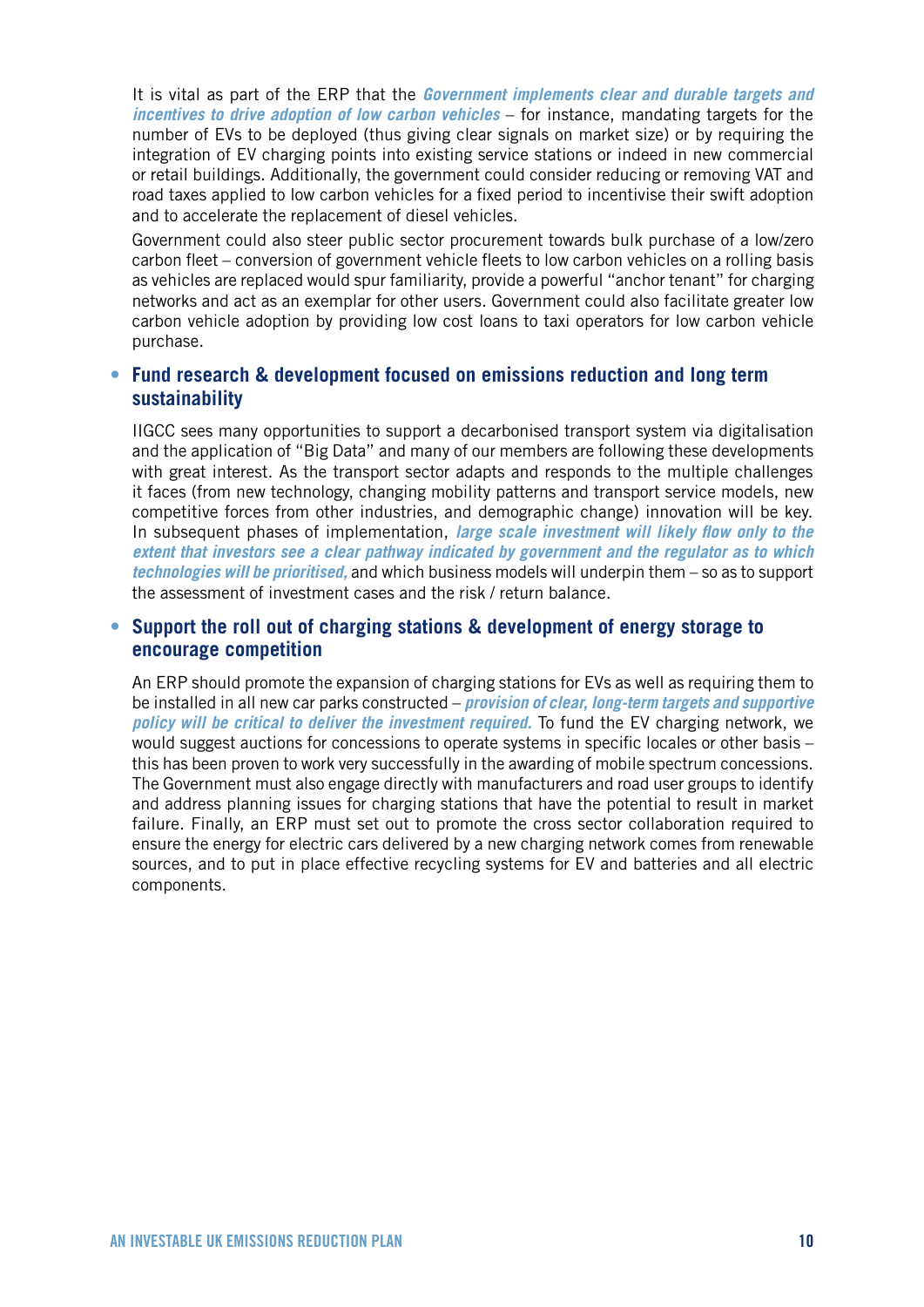It is vital as part of the ERP that the ***Government implements clear and durable targets and incentives to drive adoption of low carbon vehicles*** – for instance, mandating targets for the number of EVs to be deployed (thus giving clear signals on market size) or by requiring the integration of EV charging points into existing service stations or indeed in new commercial or retail buildings. Additionally, the government could consider reducing or removing VAT and road taxes applied to low carbon vehicles for a fixed period to incentivise their swift adoption and to accelerate the replacement of diesel vehicles.

Government could also steer public sector procurement towards bulk purchase of a low/zero carbon fleet – conversion of government vehicle fleets to low carbon vehicles on a rolling basis as vehicles are replaced would spur familiarity, provide a powerful "anchor tenant" for charging networks and act as an exemplar for other users. Government could also facilitate greater low carbon vehicle adoption by providing low cost loans to taxi operators for low carbon vehicle purchase.

- **Fund research & development focused on emissions reduction and long term sustainability**

  IIGCC sees many opportunities to support a decarbonised transport system via digitalisation and the application of "Big Data" and many of our members are following these developments with great interest. As the transport sector adapts and responds to the multiple challenges it faces (from new technology, changing mobility patterns and transport service models, new competitive forces from other industries, and demographic change) innovation will be key. In subsequent phases of implementation, ***large scale investment will likely flow only to the extent that investors see a clear pathway indicated by government and the regulator as to which technologies will be prioritised,*** and which business models will underpin them – so as to support the assessment of investment cases and the risk / return balance.

- **Support the roll out of charging stations & development of energy storage to encourage competition**

  An ERP should promote the expansion of charging stations for EVs as well as requiring them to be installed in all new car parks constructed – ***provision of clear, long-term targets and supportive policy will be critical to deliver the investment required.*** To fund the EV charging network, we would suggest auctions for concessions to operate systems in specific locales or other basis – this has been proven to work very successfully in the awarding of mobile spectrum concessions. The Government must also engage directly with manufacturers and road user groups to identify and address planning issues for charging stations that have the potential to result in market failure. Finally, an ERP must set out to promote the cross sector collaboration required to ensure the energy for electric cars delivered by a new charging network comes from renewable sources, and to put in place effective recycling systems for EV and batteries and all electric components.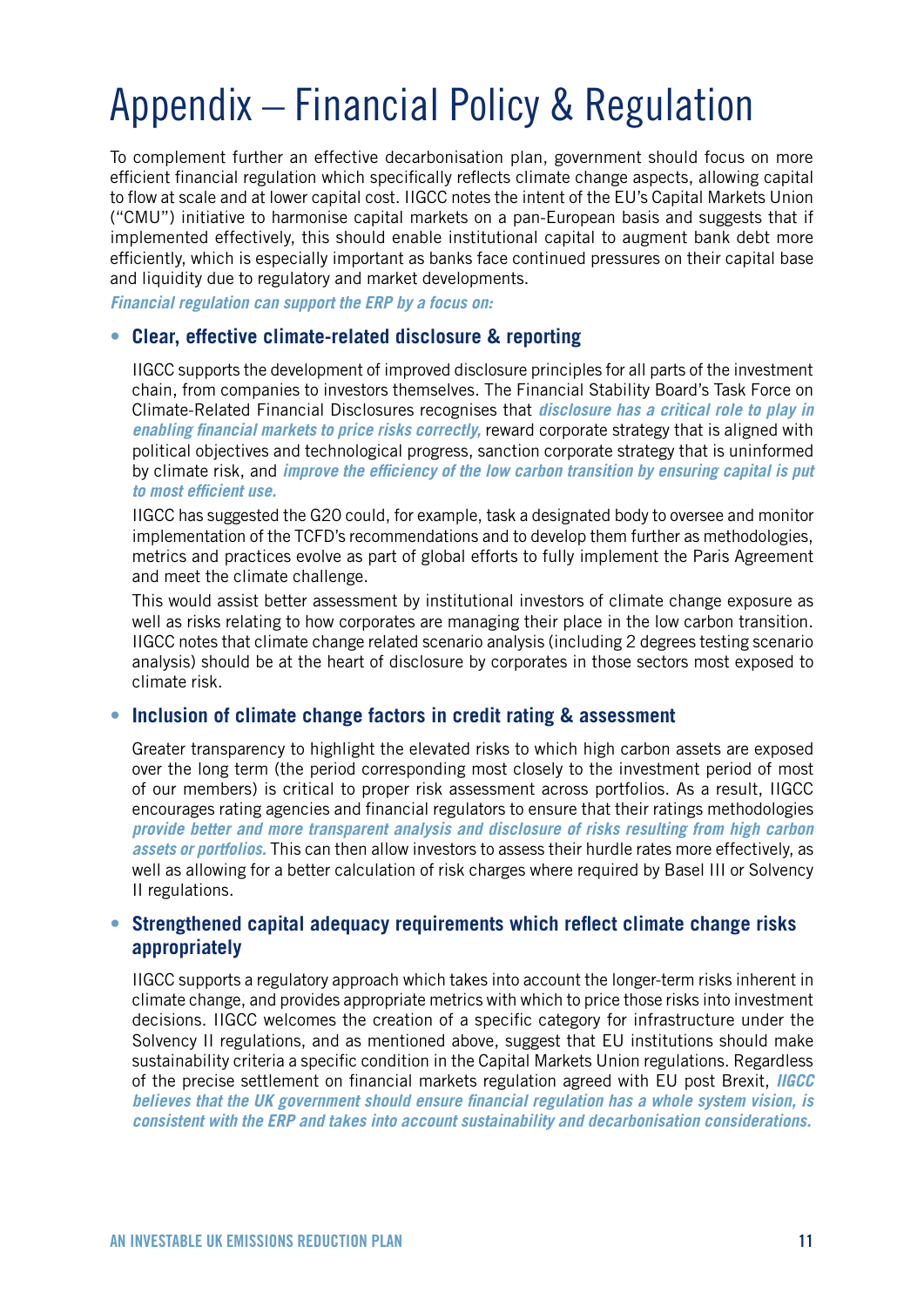# Appendix – Financial Policy & Regulation

To complement further an effective decarbonisation plan, government should focus on more efficient financial regulation which specifically reflects climate change aspects, allowing capital to flow at scale and at lower capital cost. IIGCC notes the intent of the EU's Capital Markets Union ("CMU") initiative to harmonise capital markets on a pan-European basis and suggests that if implemented effectively, this should enable institutional capital to augment bank debt more efficiently, which is especially important as banks face continued pressures on their capital base and liquidity due to regulatory and market developments.

***Financial regulation can support the ERP by a focus on:***

- **Clear, effective climate-related disclosure & reporting**

  IIGCC supports the development of improved disclosure principles for all parts of the investment chain, from companies to investors themselves. The Financial Stability Board's Task Force on Climate-Related Financial Disclosures recognises that ***disclosure has a critical role to play in enabling financial markets to price risks correctly,*** reward corporate strategy that is aligned with political objectives and technological progress, sanction corporate strategy that is uninformed by climate risk, and ***improve the efficiency of the low carbon transition by ensuring capital is put to most efficient use.***

  IIGCC has suggested the G20 could, for example, task a designated body to oversee and monitor implementation of the TCFD's recommendations and to develop them further as methodologies, metrics and practices evolve as part of global efforts to fully implement the Paris Agreement and meet the climate challenge.

  This would assist better assessment by institutional investors of climate change exposure as well as risks relating to how corporates are managing their place in the low carbon transition. IIGCC notes that climate change related scenario analysis (including 2 degrees testing scenario analysis) should be at the heart of disclosure by corporates in those sectors most exposed to climate risk.

- **Inclusion of climate change factors in credit rating & assessment**

  Greater transparency to highlight the elevated risks to which high carbon assets are exposed over the long term (the period corresponding most closely to the investment period of most of our members) is critical to proper risk assessment across portfolios. As a result, IIGCC encourages rating agencies and financial regulators to ensure that their ratings methodologies ***provide better and more transparent analysis and disclosure of risks resulting from high carbon assets or portfolios.*** This can then allow investors to assess their hurdle rates more effectively, as well as allowing for a better calculation of risk charges where required by Basel III or Solvency II regulations.

- **Strengthened capital adequacy requirements which reflect climate change risks appropriately**

  IIGCC supports a regulatory approach which takes into account the longer-term risks inherent in climate change, and provides appropriate metrics with which to price those risks into investment decisions. IIGCC welcomes the creation of a specific category for infrastructure under the Solvency II regulations, and as mentioned above, suggest that EU institutions should make sustainability criteria a specific condition in the Capital Markets Union regulations. Regardless of the precise settlement on financial markets regulation agreed with EU post Brexit, ***IIGCC believes that the UK government should ensure financial regulation has a whole system vision, is consistent with the ERP and takes into account sustainability and decarbonisation considerations.***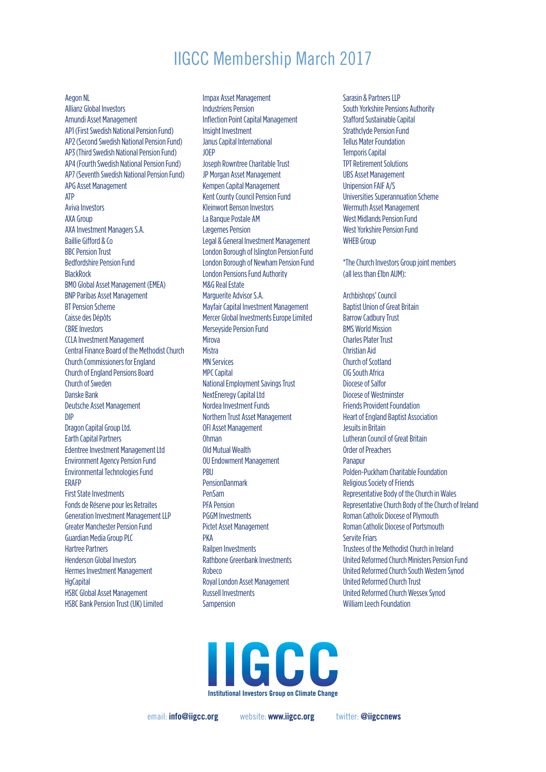# IIGCC Membership March 2017

Aegon NL
Allianz Global Investors
Amundi Asset Management
AP1 (First Swedish National Pension Fund)
AP2 (Second Swedish National Pension Fund)
AP3 (Third Swedish National Pension Fund)
AP4 (Fourth Swedish National Pension Fund)
AP7 (Seventh Swedish National Pension Fund)
APG Asset Management
ATP
Aviva Investors
AXA Group
AXA Investment Managers S.A.
Baillie Gifford & Co
BBC Pension Trust
Bedfordshire Pension Fund
BlackRock
BMO Global Asset Management (EMEA)
BNP Paribas Asset Management
BT Pension Scheme
Caisse des Dépôts
CBRE Investors
CCLA Investment Management
Central Finance Board of the Methodist Church
Church Commissioners for England
Church of England Pensions Board
Church of Sweden
Danske Bank
Deutsche Asset Management
DIP
Dragon Capital Group Ltd.
Earth Capital Partners
Edentree Investment Management Ltd
Environment Agency Pension Fund
Environmental Technologies Fund
ERAFP
First State Investments
Fonds de Réserve pour les Retraites
Generation Investment Management LLP
Greater Manchester Pension Fund
Guardian Media Group PLC
Hartree Partners
Henderson Global Investors
Hermes Investment Management
HgCapital
HSBC Global Asset Management
HSBC Bank Pension Trust (UK) Limited
Impax Asset Management
Industriens Pension
Inflection Point Capital Management
Insight Investment
Janus Capital International
JOEP
Joseph Rowntree Charitable Trust
JP Morgan Asset Management
Kempen Capital Management
Kent County Council Pension Fund
Kleinwort Benson Investors
La Banque Postale AM
Lægernes Pension
Legal & General Investment Management
London Borough of Islington Pension Fund
London Borough of Newham Pension Fund
London Pensions Fund Authority
M&G Real Estate
Marguerite Advisor S.A.
Mayfair Capital Investment Management
Mercer Global Investments Europe Limited
Merseyside Pension Fund
Mirova
Mistra
MN Services
MPC Capital
National Employment Savings Trust
NextEneregy Capital Ltd
Nordea Investment Funds
Northern Trust Asset Management
OFI Asset Management
Ohman
Old Mutual Wealth
OU Endowment Management
PBU
PensionDanmark
PenSam
PFA Pension
PGGM Investments
Pictet Asset Management
PKA
Railpen Investments
Rathbone Greenbank Investments
Robeco
Royal London Asset Management
Russell Investments
Sampension
Sarasin & Partners LLP
South Yorkshire Pensions Authority
Stafford Sustainable Capital
Strathclyde Pension Fund
Tellus Mater Foundation
Temporis Capital
TPT Retirement Solutions
UBS Asset Management
Unipension FAIF A/S
Universities Superannuation Scheme
Wermuth Asset Management
West Midlands Pension Fund
West Yorkshire Pension Fund
WHEB Group

*The Church Investors Group joint members (all less than £1bn AUM):

Archbishops' Council
Baptist Union of Great Britain
Barrow Cadbury Trust
BMS World Mission
Charles Plater Trust
Christian Aid
Church of Scotland
CIG South Africa
Diocese of Salfor
Diocese of Westminster
Friends Provident Foundation
Heart of England Baptist Association
Jesuits in Britain
Lutheran Council of Great Britain
Order of Preachers
Panapur
Polden-Puckham Charitable Foundation
Religious Society of Friends
Representative Body of the Church in Wales
Representative Church Body of the Church of Ireland
Roman Catholic Diocese of Plymouth
Roman Catholic Diocese of Portsmouth
Servite Friars
Trustees of the Methodist Church in Ireland
United Reformed Church Ministers Pension Fund
United Reformed Church South Western Synod
United Reformed Church Trust
United Reformed Church Wessex Synod
William Leech Foundation

IIGCC
Institutional Investors Group on Climate Change

email: **info@iigcc.org** website: **www.iigcc.org** twitter: **@iigccnews**